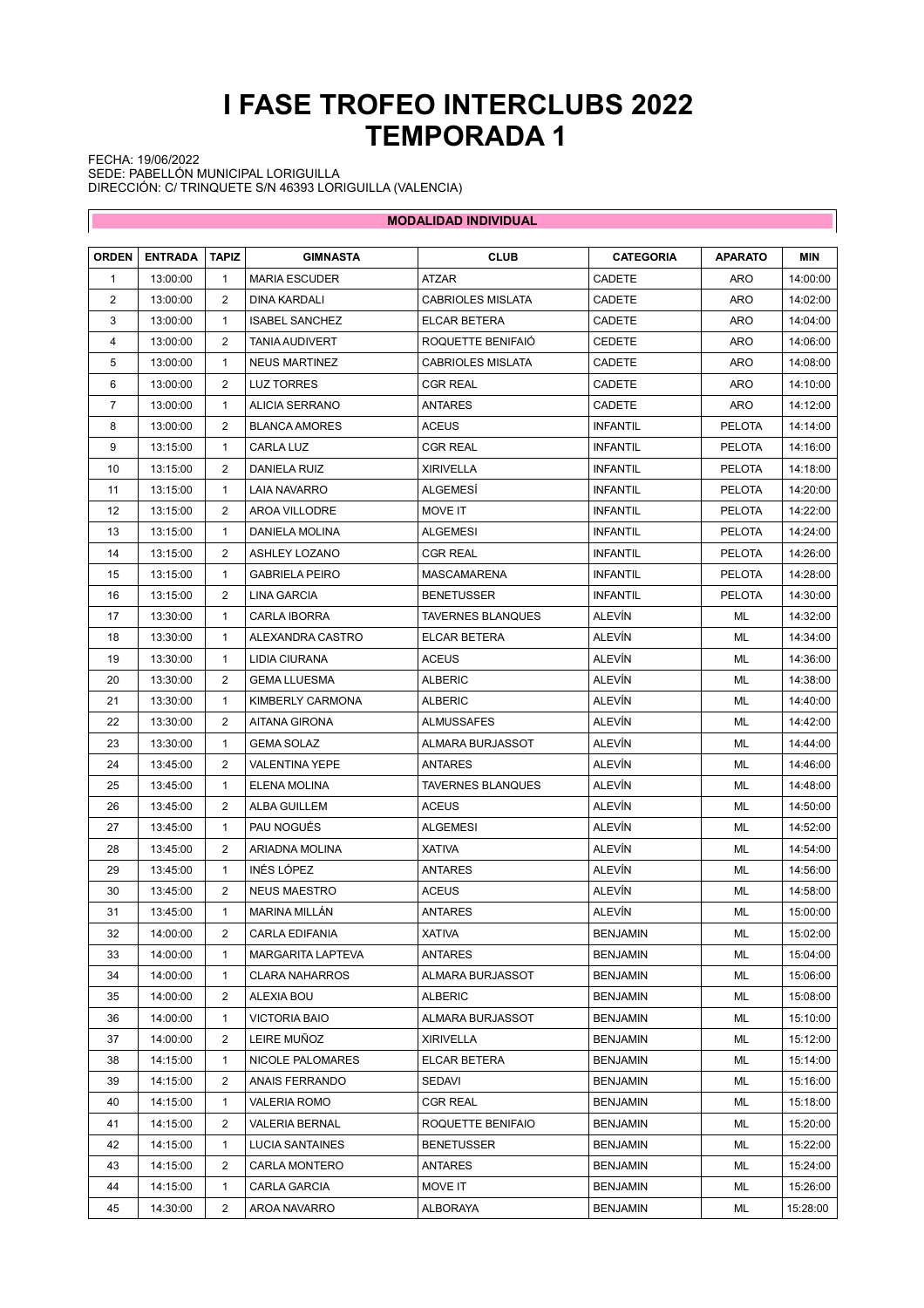# I FASE TROFEO INTERCLUBS 2022
# TEMPORADA 1

FECHA: 19/06/2022
SEDE: PABELLÓN MUNICIPAL LORIGUILLA
DIRECCIÓN: C/ TRINQUETE S/N 46393 LORIGUILLA (VALENCIA)

**MODALIDAD INDIVIDUAL**

| ORDEN | ENTRADA | TAPIZ | GIMNASTA | CLUB | CATEGORIA | APARATO | MIN |
|---|---|---|---|---|---|---|---|
| 1 | 13:00:00 | 1 | MARIA ESCUDER | ATZAR | CADETE | ARO | 14:00:00 |
| 2 | 13:00:00 | 2 | DINA KARDALI | CABRIOLES MISLATA | CADETE | ARO | 14:02:00 |
| 3 | 13:00:00 | 1 | ISABEL SANCHEZ | ELCAR BETERA | CADETE | ARO | 14:04:00 |
| 4 | 13:00:00 | 2 | TANIA AUDIVERT | ROQUETTE BENIFAIÓ | CEDETE | ARO | 14:06:00 |
| 5 | 13:00:00 | 1 | NEUS MARTINEZ | CABRIOLES MISLATA | CADETE | ARO | 14:08:00 |
| 6 | 13:00:00 | 2 | LUZ TORRES | CGR REAL | CADETE | ARO | 14:10:00 |
| 7 | 13:00:00 | 1 | ALICIA SERRANO | ANTARES | CADETE | ARO | 14:12:00 |
| 8 | 13:00:00 | 2 | BLANCA AMORES | ACEUS | INFANTIL | PELOTA | 14:14:00 |
| 9 | 13:15:00 | 1 | CARLA LUZ | CGR REAL | INFANTIL | PELOTA | 14:16:00 |
| 10 | 13:15:00 | 2 | DANIELA RUIZ | XIRIVELLA | INFANTIL | PELOTA | 14:18:00 |
| 11 | 13:15:00 | 1 | LAIA NAVARRO | ALGEMESÍ | INFANTIL | PELOTA | 14:20:00 |
| 12 | 13:15:00 | 2 | AROA VILLODRE | MOVE IT | INFANTIL | PELOTA | 14:22:00 |
| 13 | 13:15:00 | 1 | DANIELA MOLINA | ALGEMESI | INFANTIL | PELOTA | 14:24:00 |
| 14 | 13:15:00 | 2 | ASHLEY LOZANO | CGR REAL | INFANTIL | PELOTA | 14:26:00 |
| 15 | 13:15:00 | 1 | GABRIELA PEIRO | MASCAMARENA | INFANTIL | PELOTA | 14:28:00 |
| 16 | 13:15:00 | 2 | LINA GARCIA | BENETUSSER | INFANTIL | PELOTA | 14:30:00 |
| 17 | 13:30:00 | 1 | CARLA IBORRA | TAVERNES BLANQUES | ALEVÍN | ML | 14:32:00 |
| 18 | 13:30:00 | 1 | ALEXANDRA CASTRO | ELCAR BETERA | ALEVÍN | ML | 14:34:00 |
| 19 | 13:30:00 | 1 | LIDIA CIURANA | ACEUS | ALEVÍN | ML | 14:36:00 |
| 20 | 13:30:00 | 2 | GEMA LLUESMA | ALBERIC | ALEVÍN | ML | 14:38:00 |
| 21 | 13:30:00 | 1 | KIMBERLY CARMONA | ALBERIC | ALEVÍN | ML | 14:40:00 |
| 22 | 13:30:00 | 2 | AITANA GIRONA | ALMUSSAFES | ALEVÍN | ML | 14:42:00 |
| 23 | 13:30:00 | 1 | GEMA SOLAZ | ALMARA BURJASSOT | ALEVÍN | ML | 14:44:00 |
| 24 | 13:45:00 | 2 | VALENTINA YEPE | ANTARES | ALEVÍN | ML | 14:46:00 |
| 25 | 13:45:00 | 1 | ELENA MOLINA | TAVERNES BLANQUES | ALEVÍN | ML | 14:48:00 |
| 26 | 13:45:00 | 2 | ALBA GUILLEM | ACEUS | ALEVÍN | ML | 14:50:00 |
| 27 | 13:45:00 | 1 | PAU NOGUÉS | ALGEMESI | ALEVÍN | ML | 14:52:00 |
| 28 | 13:45:00 | 2 | ARIADNA MOLINA | XATIVA | ALEVÍN | ML | 14:54:00 |
| 29 | 13:45:00 | 1 | INÉS LÓPEZ | ANTARES | ALEVÍN | ML | 14:56:00 |
| 30 | 13:45:00 | 2 | NEUS MAESTRO | ACEUS | ALEVÍN | ML | 14:58:00 |
| 31 | 13:45:00 | 1 | MARINA MILLÁN | ANTARES | ALEVÍN | ML | 15:00:00 |
| 32 | 14:00:00 | 2 | CARLA EDIFANIA | XATIVA | BENJAMIN | ML | 15:02:00 |
| 33 | 14:00:00 | 1 | MARGARITA LAPTEVA | ANTARES | BENJAMIN | ML | 15:04:00 |
| 34 | 14:00:00 | 1 | CLARA NAHARROS | ALMARA BURJASSOT | BENJAMIN | ML | 15:06:00 |
| 35 | 14:00:00 | 2 | ALEXIA BOU | ALBERIC | BENJAMIN | ML | 15:08:00 |
| 36 | 14:00:00 | 1 | VICTORIA BAIO | ALMARA BURJASSOT | BENJAMIN | ML | 15:10:00 |
| 37 | 14:00:00 | 2 | LEIRE MUÑOZ | XIRIVELLA | BENJAMIN | ML | 15:12:00 |
| 38 | 14:15:00 | 1 | NICOLE PALOMARES | ELCAR BETERA | BENJAMIN | ML | 15:14:00 |
| 39 | 14:15:00 | 2 | ANAIS FERRANDO | SEDAVI | BENJAMIN | ML | 15:16:00 |
| 40 | 14:15:00 | 1 | VALERIA ROMO | CGR REAL | BENJAMIN | ML | 15:18:00 |
| 41 | 14:15:00 | 2 | VALERIA BERNAL | ROQUETTE BENIFAIO | BENJAMIN | ML | 15:20:00 |
| 42 | 14:15:00 | 1 | LUCIA SANTAINES | BENETUSSER | BENJAMIN | ML | 15:22:00 |
| 43 | 14:15:00 | 2 | CARLA MONTERO | ANTARES | BENJAMIN | ML | 15:24:00 |
| 44 | 14:15:00 | 1 | CARLA GARCIA | MOVE IT | BENJAMIN | ML | 15:26:00 |
| 45 | 14:30:00 | 2 | AROA NAVARRO | ALBORAYA | BENJAMIN | ML | 15:28:00 |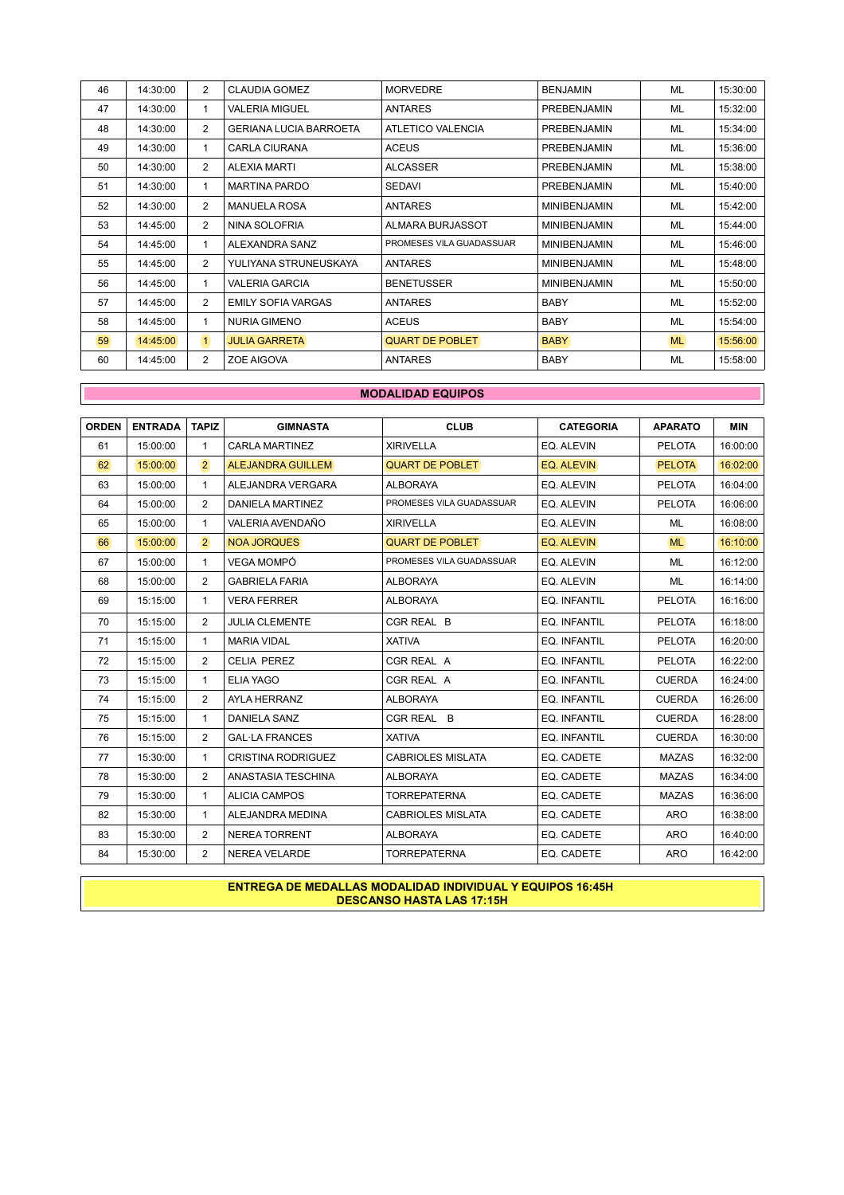| 46 | 14:30:00 | 2 | CLAUDIA GOMEZ | MORVEDRE | BENJAMIN | ML | 15:30:00 |
|---|---|---|---|---|---|---|---|
| 47 | 14:30:00 | 1 | VALERIA MIGUEL | ANTARES | PREBENJAMIN | ML | 15:32:00 |
| 48 | 14:30:00 | 2 | GERIANA LUCIA BARROETA | ATLETICO VALENCIA | PREBENJAMIN | ML | 15:34:00 |
| 49 | 14:30:00 | 1 | CARLA CIURANA | ACEUS | PREBENJAMIN | ML | 15:36:00 |
| 50 | 14:30:00 | 2 | ALEXIA MARTI | ALCASSER | PREBENJAMIN | ML | 15:38:00 |
| 51 | 14:30:00 | 1 | MARTINA PARDO | SEDAVI | PREBENJAMIN | ML | 15:40:00 |
| 52 | 14:30:00 | 2 | MANUELA ROSA | ANTARES | MINIBENJAMIN | ML | 15:42:00 |
| 53 | 14:45:00 | 2 | NINA SOLOFRIA | ALMARA BURJASSOT | MINIBENJAMIN | ML | 15:44:00 |
| 54 | 14:45:00 | 1 | ALEXANDRA SANZ | PROMESES VILA GUADASSUAR | MINIBENJAMIN | ML | 15:46:00 |
| 55 | 14:45:00 | 2 | YULIYANA STRUNEUSKAYA | ANTARES | MINIBENJAMIN | ML | 15:48:00 |
| 56 | 14:45:00 | 1 | VALERIA GARCIA | BENETUSSER | MINIBENJAMIN | ML | 15:50:00 |
| 57 | 14:45:00 | 2 | EMILY SOFIA VARGAS | ANTARES | BABY | ML | 15:52:00 |
| 58 | 14:45:00 | 1 | NURIA GIMENO | ACEUS | BABY | ML | 15:54:00 |
| 59 | 14:45:00 | 1 | JULIA GARRETA | QUART DE POBLET | BABY | ML | 15:56:00 |
| 60 | 14:45:00 | 2 | ZOE AIGOVA | ANTARES | BABY | ML | 15:58:00 |

**MODALIDAD EQUIPOS**

| ORDEN | ENTRADA | TAPIZ | GIMNASTA | CLUB | CATEGORIA | APARATO | MIN |
|---|---|---|---|---|---|---|---|
| 61 | 15:00:00 | 1 | CARLA MARTINEZ | XIRIVELLA | EQ. ALEVIN | PELOTA | 16:00:00 |
| 62 | 15:00:00 | 2 | ALEJANDRA GUILLEM | QUART DE POBLET | EQ. ALEVIN | PELOTA | 16:02:00 |
| 63 | 15:00:00 | 1 | ALEJANDRA VERGARA | ALBORAYA | EQ. ALEVIN | PELOTA | 16:04:00 |
| 64 | 15:00:00 | 2 | DANIELA MARTINEZ | PROMESES VILA GUADASSUAR | EQ. ALEVIN | PELOTA | 16:06:00 |
| 65 | 15:00:00 | 1 | VALERIA AVENDAÑO | XIRIVELLA | EQ. ALEVIN | ML | 16:08:00 |
| 66 | 15:00:00 | 2 | NOA JORQUES | QUART DE POBLET | EQ. ALEVIN | ML | 16:10:00 |
| 67 | 15:00:00 | 1 | VEGA MOMPÓ | PROMESES VILA GUADASSUAR | EQ. ALEVIN | ML | 16:12:00 |
| 68 | 15:00:00 | 2 | GABRIELA FARIA | ALBORAYA | EQ. ALEVIN | ML | 16:14:00 |
| 69 | 15:15:00 | 1 | VERA FERRER | ALBORAYA | EQ. INFANTIL | PELOTA | 16:16:00 |
| 70 | 15:15:00 | 2 | JULIA CLEMENTE | CGR REAL B | EQ. INFANTIL | PELOTA | 16:18:00 |
| 71 | 15:15:00 | 1 | MARIA VIDAL | XATIVA | EQ. INFANTIL | PELOTA | 16:20:00 |
| 72 | 15:15:00 | 2 | CELIA PEREZ | CGR REAL A | EQ. INFANTIL | PELOTA | 16:22:00 |
| 73 | 15:15:00 | 1 | ELIA YAGO | CGR REAL A | EQ. INFANTIL | CUERDA | 16:24:00 |
| 74 | 15:15:00 | 2 | AYLA HERRANZ | ALBORAYA | EQ. INFANTIL | CUERDA | 16:26:00 |
| 75 | 15:15:00 | 1 | DANIELA SANZ | CGR REAL B | EQ. INFANTIL | CUERDA | 16:28:00 |
| 76 | 15:15:00 | 2 | GAL·LA FRANCES | XATIVA | EQ. INFANTIL | CUERDA | 16:30:00 |
| 77 | 15:30:00 | 1 | CRISTINA RODRIGUEZ | CABRIOLES MISLATA | EQ. CADETE | MAZAS | 16:32:00 |
| 78 | 15:30:00 | 2 | ANASTASIA TESCHINA | ALBORAYA | EQ. CADETE | MAZAS | 16:34:00 |
| 79 | 15:30:00 | 1 | ALICIA CAMPOS | TORREPATERNA | EQ. CADETE | MAZAS | 16:36:00 |
| 82 | 15:30:00 | 1 | ALEJANDRA MEDINA | CABRIOLES MISLATA | EQ. CADETE | ARO | 16:38:00 |
| 83 | 15:30:00 | 2 | NEREA TORRENT | ALBORAYA | EQ. CADETE | ARO | 16:40:00 |
| 84 | 15:30:00 | 2 | NEREA VELARDE | TORREPATERNA | EQ. CADETE | ARO | 16:42:00 |

**ENTREGA DE MEDALLAS MODALIDAD INDIVIDUAL Y EQUIPOS 16:45H**
**DESCANSO HASTA LAS 17:15H**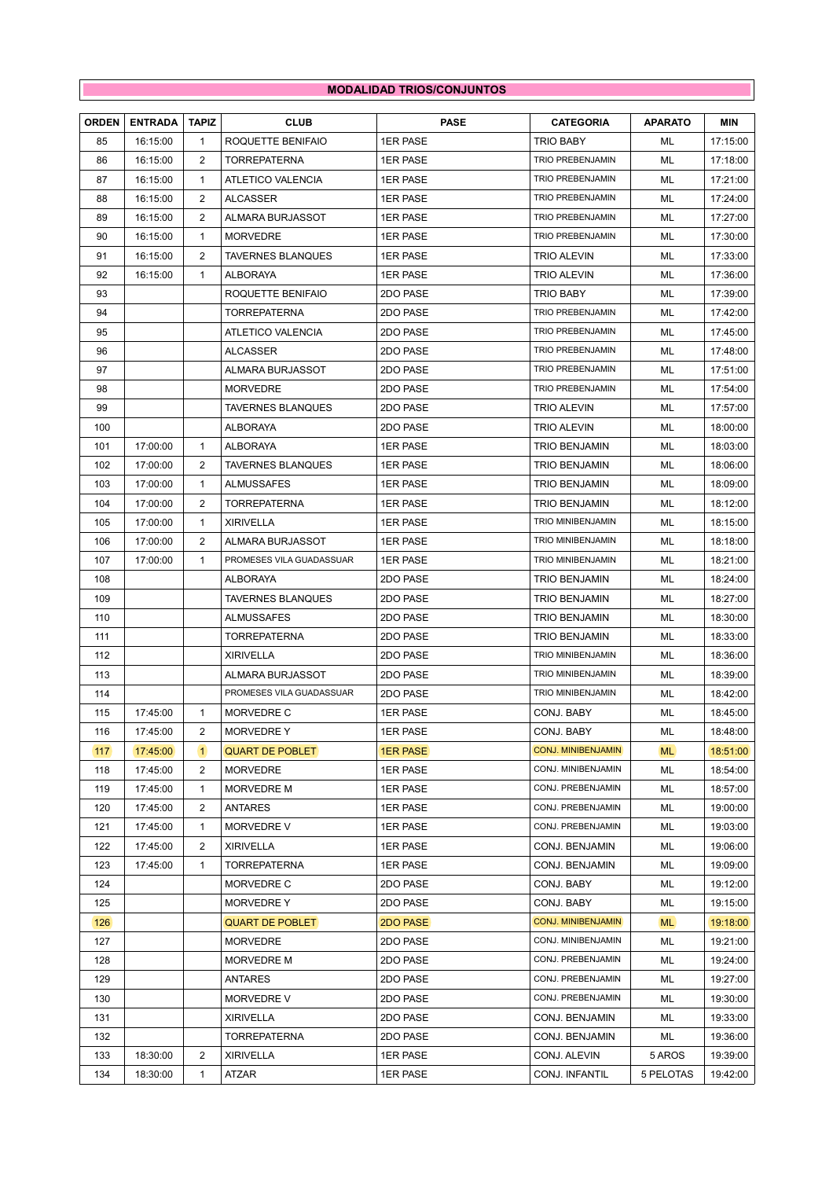**MODALIDAD TRIOS/CONJUNTOS**

| ORDEN | ENTRADA | TAPIZ | CLUB | PASE | CATEGORIA | APARATO | MIN |
|---|---|---|---|---|---|---|---|
| 85 | 16:15:00 | 1 | ROQUETTE BENIFAIO | 1ER PASE | TRIO BABY | ML | 17:15:00 |
| 86 | 16:15:00 | 2 | TORREPATERNA | 1ER PASE | TRIO PREBENJAMIN | ML | 17:18:00 |
| 87 | 16:15:00 | 1 | ATLETICO VALENCIA | 1ER PASE | TRIO PREBENJAMIN | ML | 17:21:00 |
| 88 | 16:15:00 | 2 | ALCASSER | 1ER PASE | TRIO PREBENJAMIN | ML | 17:24:00 |
| 89 | 16:15:00 | 2 | ALMARA BURJASSOT | 1ER PASE | TRIO PREBENJAMIN | ML | 17:27:00 |
| 90 | 16:15:00 | 1 | MORVEDRE | 1ER PASE | TRIO PREBENJAMIN | ML | 17:30:00 |
| 91 | 16:15:00 | 2 | TAVERNES BLANQUES | 1ER PASE | TRIO ALEVIN | ML | 17:33:00 |
| 92 | 16:15:00 | 1 | ALBORAYA | 1ER PASE | TRIO ALEVIN | ML | 17:36:00 |
| 93 | | | ROQUETTE BENIFAIO | 2DO PASE | TRIO BABY | ML | 17:39:00 |
| 94 | | | TORREPATERNA | 2DO PASE | TRIO PREBENJAMIN | ML | 17:42:00 |
| 95 | | | ATLETICO VALENCIA | 2DO PASE | TRIO PREBENJAMIN | ML | 17:45:00 |
| 96 | | | ALCASSER | 2DO PASE | TRIO PREBENJAMIN | ML | 17:48:00 |
| 97 | | | ALMARA BURJASSOT | 2DO PASE | TRIO PREBENJAMIN | ML | 17:51:00 |
| 98 | | | MORVEDRE | 2DO PASE | TRIO PREBENJAMIN | ML | 17:54:00 |
| 99 | | | TAVERNES BLANQUES | 2DO PASE | TRIO ALEVIN | ML | 17:57:00 |
| 100 | | | ALBORAYA | 2DO PASE | TRIO ALEVIN | ML | 18:00:00 |
| 101 | 17:00:00 | 1 | ALBORAYA | 1ER PASE | TRIO BENJAMIN | ML | 18:03:00 |
| 102 | 17:00:00 | 2 | TAVERNES BLANQUES | 1ER PASE | TRIO BENJAMIN | ML | 18:06:00 |
| 103 | 17:00:00 | 1 | ALMUSSAFES | 1ER PASE | TRIO BENJAMIN | ML | 18:09:00 |
| 104 | 17:00:00 | 2 | TORREPATERNA | 1ER PASE | TRIO BENJAMIN | ML | 18:12:00 |
| 105 | 17:00:00 | 1 | XIRIVELLA | 1ER PASE | TRIO MINIBENJAMIN | ML | 18:15:00 |
| 106 | 17:00:00 | 2 | ALMARA BURJASSOT | 1ER PASE | TRIO MINIBENJAMIN | ML | 18:18:00 |
| 107 | 17:00:00 | 1 | PROMESES VILA GUADASSUAR | 1ER PASE | TRIO MINIBENJAMIN | ML | 18:21:00 |
| 108 | | | ALBORAYA | 2DO PASE | TRIO BENJAMIN | ML | 18:24:00 |
| 109 | | | TAVERNES BLANQUES | 2DO PASE | TRIO BENJAMIN | ML | 18:27:00 |
| 110 | | | ALMUSSAFES | 2DO PASE | TRIO BENJAMIN | ML | 18:30:00 |
| 111 | | | TORREPATERNA | 2DO PASE | TRIO BENJAMIN | ML | 18:33:00 |
| 112 | | | XIRIVELLA | 2DO PASE | TRIO MINIBENJAMIN | ML | 18:36:00 |
| 113 | | | ALMARA BURJASSOT | 2DO PASE | TRIO MINIBENJAMIN | ML | 18:39:00 |
| 114 | | | PROMESES VILA GUADASSUAR | 2DO PASE | TRIO MINIBENJAMIN | ML | 18:42:00 |
| 115 | 17:45:00 | 1 | MORVEDRE C | 1ER PASE | CONJ. BABY | ML | 18:45:00 |
| 116 | 17:45:00 | 2 | MORVEDRE Y | 1ER PASE | CONJ. BABY | ML | 18:48:00 |
| 117 | 17:45:00 | 1 | QUART DE POBLET | 1ER PASE | CONJ. MINIBENJAMIN | ML | 18:51:00 |
| 118 | 17:45:00 | 2 | MORVEDRE | 1ER PASE | CONJ. MINIBENJAMIN | ML | 18:54:00 |
| 119 | 17:45:00 | 1 | MORVEDRE M | 1ER PASE | CONJ. PREBENJAMIN | ML | 18:57:00 |
| 120 | 17:45:00 | 2 | ANTARES | 1ER PASE | CONJ. PREBENJAMIN | ML | 19:00:00 |
| 121 | 17:45:00 | 1 | MORVEDRE V | 1ER PASE | CONJ. PREBENJAMIN | ML | 19:03:00 |
| 122 | 17:45:00 | 2 | XIRIVELLA | 1ER PASE | CONJ. BENJAMIN | ML | 19:06:00 |
| 123 | 17:45:00 | 1 | TORREPATERNA | 1ER PASE | CONJ. BENJAMIN | ML | 19:09:00 |
| 124 | | | MORVEDRE C | 2DO PASE | CONJ. BABY | ML | 19:12:00 |
| 125 | | | MORVEDRE Y | 2DO PASE | CONJ. BABY | ML | 19:15:00 |
| 126 | | | QUART DE POBLET | 2DO PASE | CONJ. MINIBENJAMIN | ML | 19:18:00 |
| 127 | | | MORVEDRE | 2DO PASE | CONJ. MINIBENJAMIN | ML | 19:21:00 |
| 128 | | | MORVEDRE M | 2DO PASE | CONJ. PREBENJAMIN | ML | 19:24:00 |
| 129 | | | ANTARES | 2DO PASE | CONJ. PREBENJAMIN | ML | 19:27:00 |
| 130 | | | MORVEDRE V | 2DO PASE | CONJ. PREBENJAMIN | ML | 19:30:00 |
| 131 | | | XIRIVELLA | 2DO PASE | CONJ. BENJAMIN | ML | 19:33:00 |
| 132 | | | TORREPATERNA | 2DO PASE | CONJ. BENJAMIN | ML | 19:36:00 |
| 133 | 18:30:00 | 2 | XIRIVELLA | 1ER PASE | CONJ. ALEVIN | 5 AROS | 19:39:00 |
| 134 | 18:30:00 | 1 | ATZAR | 1ER PASE | CONJ. INFANTIL | 5 PELOTAS | 19:42:00 |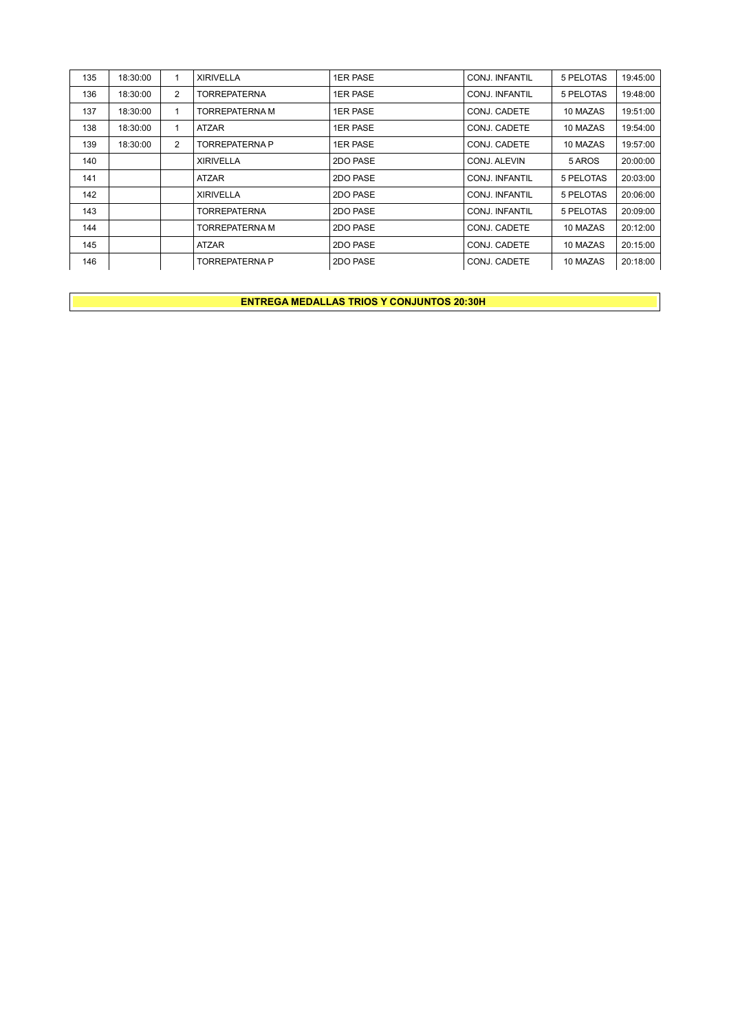| | | | | | | | |
|---|---|---|---|---|---|---|---|
| 135 | 18:30:00 | 1 | XIRIVELLA | 1ER PASE | CONJ. INFANTIL | 5 PELOTAS | 19:45:00 |
| 136 | 18:30:00 | 2 | TORREPATERNA | 1ER PASE | CONJ. INFANTIL | 5 PELOTAS | 19:48:00 |
| 137 | 18:30:00 | 1 | TORREPATERNA M | 1ER PASE | CONJ. CADETE | 10 MAZAS | 19:51:00 |
| 138 | 18:30:00 | 1 | ATZAR | 1ER PASE | CONJ. CADETE | 10 MAZAS | 19:54:00 |
| 139 | 18:30:00 | 2 | TORREPATERNA P | 1ER PASE | CONJ. CADETE | 10 MAZAS | 19:57:00 |
| 140 | | | XIRIVELLA | 2DO PASE | CONJ. ALEVIN | 5 AROS | 20:00:00 |
| 141 | | | ATZAR | 2DO PASE | CONJ. INFANTIL | 5 PELOTAS | 20:03:00 |
| 142 | | | XIRIVELLA | 2DO PASE | CONJ. INFANTIL | 5 PELOTAS | 20:06:00 |
| 143 | | | TORREPATERNA | 2DO PASE | CONJ. INFANTIL | 5 PELOTAS | 20:09:00 |
| 144 | | | TORREPATERNA M | 2DO PASE | CONJ. CADETE | 10 MAZAS | 20:12:00 |
| 145 | | | ATZAR | 2DO PASE | CONJ. CADETE | 10 MAZAS | 20:15:00 |
| 146 | | | TORREPATERNA P | 2DO PASE | CONJ. CADETE | 10 MAZAS | 20:18:00 |

**ENTREGA MEDALLAS TRIOS Y CONJUNTOS 20:30H**